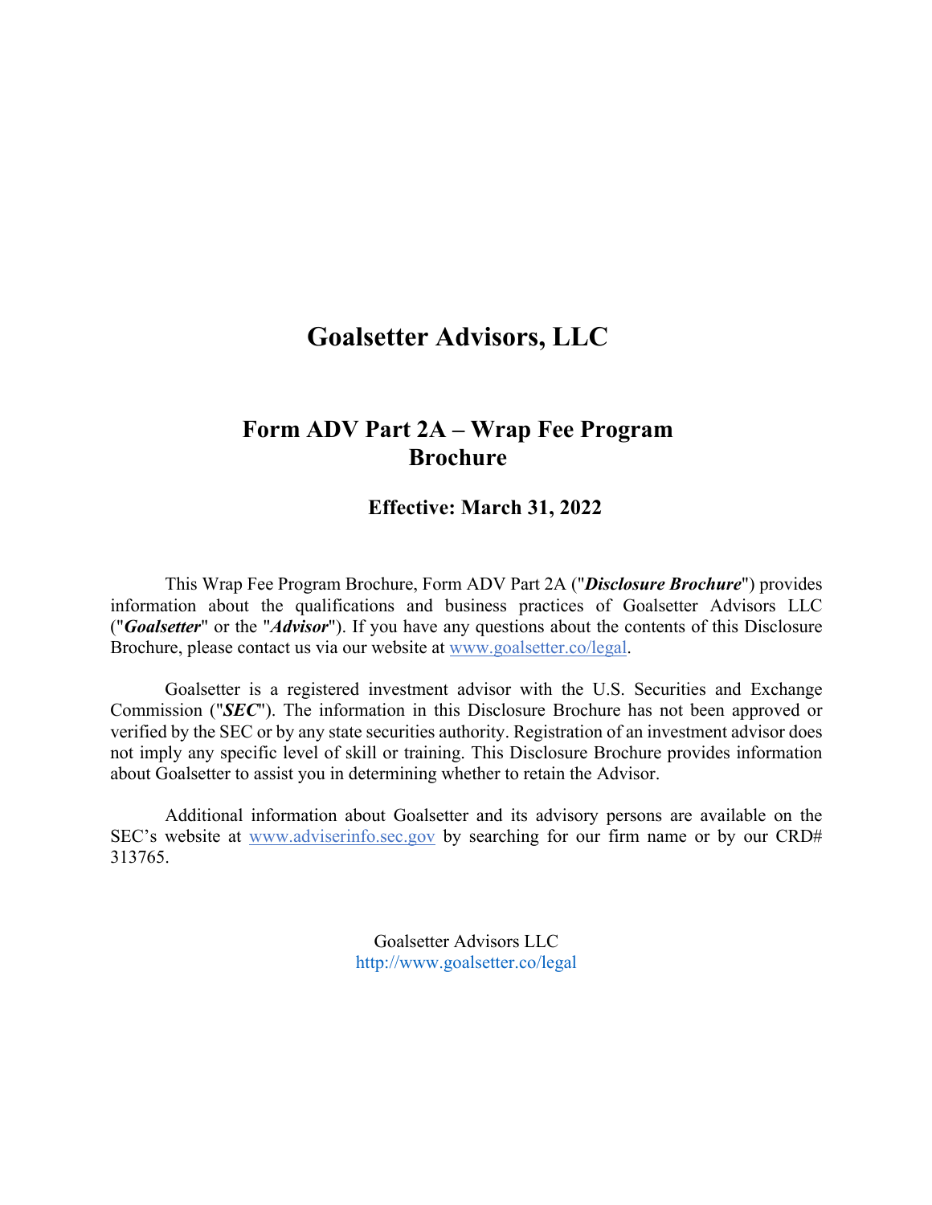# Goalsetter Advisors, LLC

## Form ADV Part 2A – Wrap Fee Program Brochure

### Effective: March 31, 2022

This Wrap Fee Program Brochure, Form ADV Part 2A ("***Disclosure Brochure***") provides information about the qualifications and business practices of Goalsetter Advisors LLC ("***Goalsetter***" or the "***Advisor***"). If you have any questions about the contents of this Disclosure Brochure, please contact us via our website at [www.goalsetter.co/legal](http://www.goalsetter.co/legal).

Goalsetter is a registered investment advisor with the U.S. Securities and Exchange Commission ("***SEC***"). The information in this Disclosure Brochure has not been approved or verified by the SEC or by any state securities authority. Registration of an investment advisor does not imply any specific level of skill or training. This Disclosure Brochure provides information about Goalsetter to assist you in determining whether to retain the Advisor.

Additional information about Goalsetter and its advisory persons are available on the SEC's website at [www.adviserinfo.sec.gov](http://www.adviserinfo.sec.gov) by searching for our firm name or by our CRD# 313765.

Goalsetter Advisors LLC
[http://www.goalsetter.co/legal](http://www.goalsetter.co/legal)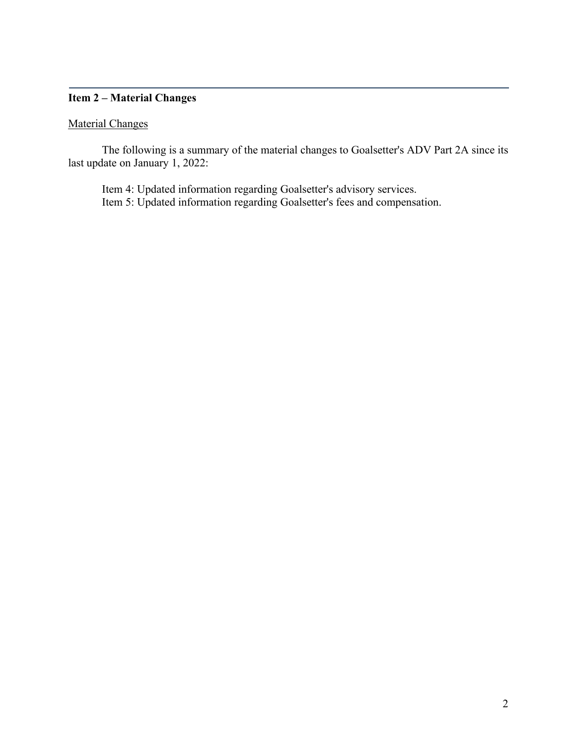## Item 2 – Material Changes

Material Changes

The following is a summary of the material changes to Goalsetter's ADV Part 2A since its last update on January 1, 2022:

Item 4: Updated information regarding Goalsetter's advisory services.
Item 5: Updated information regarding Goalsetter's fees and compensation.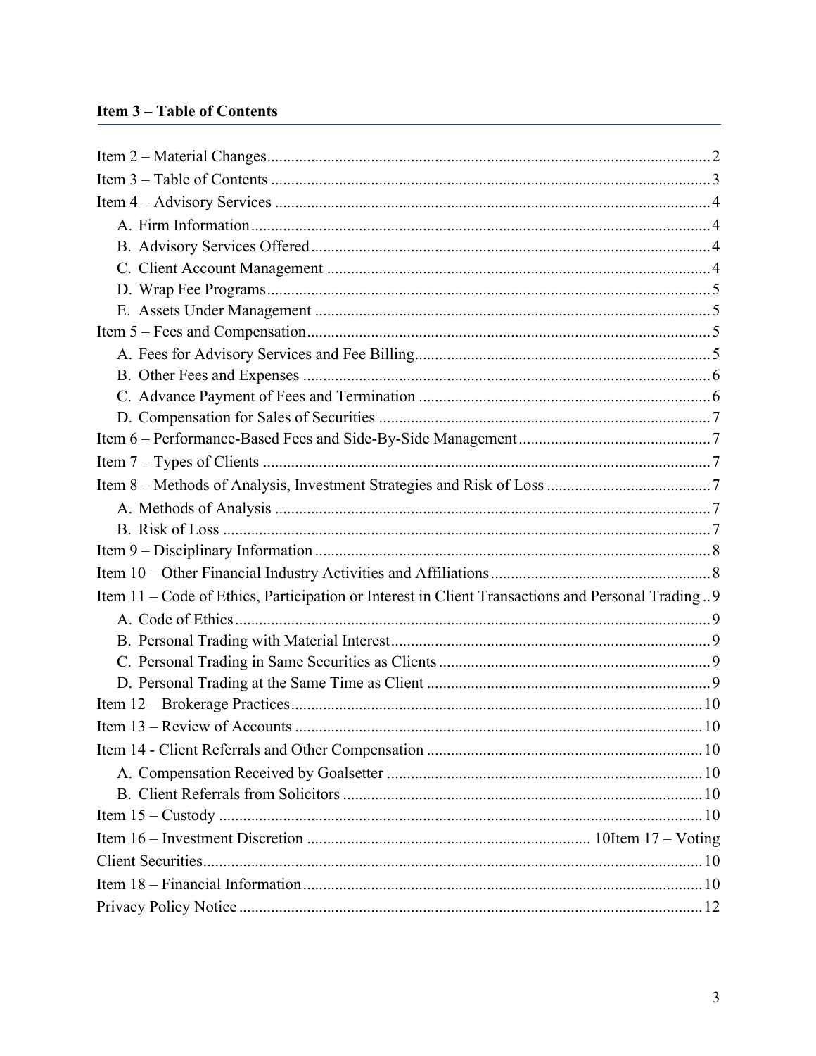## Item 3 – Table of Contents

Item 2 – Material Changes .......... 2
Item 3 – Table of Contents .......... 3
Item 4 – Advisory Services .......... 4
- A. Firm Information .......... 4
- B. Advisory Services Offered .......... 4
- C. Client Account Management .......... 4
- D. Wrap Fee Programs .......... 5
- E. Assets Under Management .......... 5

Item 5 – Fees and Compensation .......... 5
- A. Fees for Advisory Services and Fee Billing .......... 5
- B. Other Fees and Expenses .......... 6
- C. Advance Payment of Fees and Termination .......... 6
- D. Compensation for Sales of Securities .......... 7

Item 6 – Performance-Based Fees and Side-By-Side Management .......... 7
Item 7 – Types of Clients .......... 7
Item 8 – Methods of Analysis, Investment Strategies and Risk of Loss .......... 7
- A. Methods of Analysis .......... 7
- B. Risk of Loss .......... 7

Item 9 – Disciplinary Information .......... 8
Item 10 – Other Financial Industry Activities and Affiliations .......... 8
Item 11 – Code of Ethics, Participation or Interest in Client Transactions and Personal Trading .. 9
- A. Code of Ethics .......... 9
- B. Personal Trading with Material Interest .......... 9
- C. Personal Trading in Same Securities as Clients .......... 9
- D. Personal Trading at the Same Time as Client .......... 9

Item 12 – Brokerage Practices .......... 10
Item 13 – Review of Accounts .......... 10
Item 14 - Client Referrals and Other Compensation .......... 10
- A. Compensation Received by Goalsetter .......... 10
- B. Client Referrals from Solicitors .......... 10

Item 15 – Custody .......... 10
Item 16 – Investment Discretion .......... 10Item 17 – Voting Client Securities .......... 10
Item 18 – Financial Information .......... 10
Privacy Policy Notice .......... 12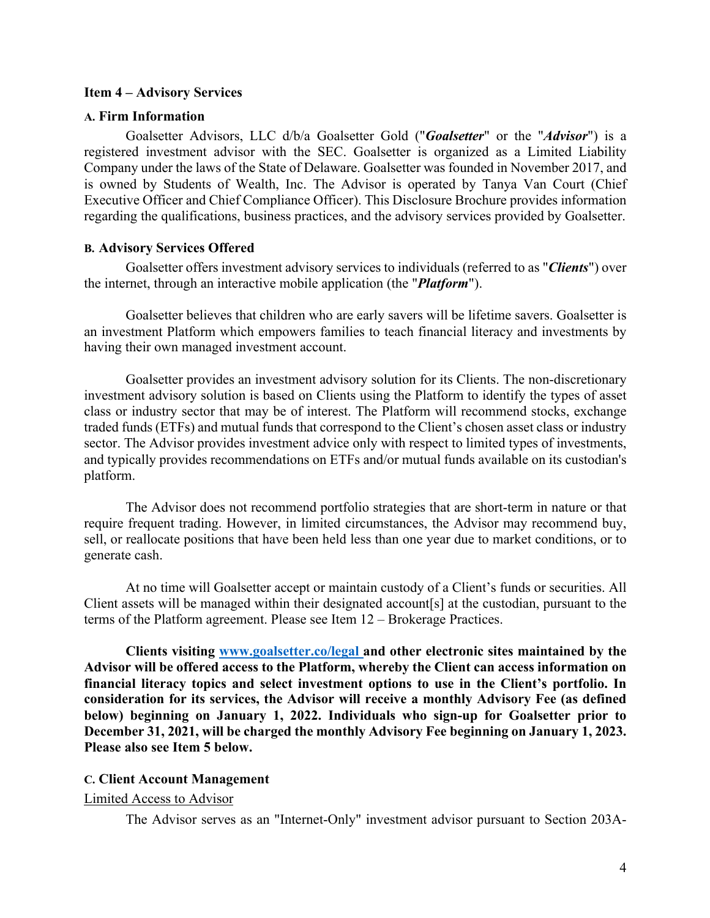## Item 4 – Advisory Services

### A. Firm Information

Goalsetter Advisors, LLC d/b/a Goalsetter Gold ("***Goalsetter***" or the "***Advisor***") is a registered investment advisor with the SEC. Goalsetter is organized as a Limited Liability Company under the laws of the State of Delaware. Goalsetter was founded in November 2017, and is owned by Students of Wealth, Inc. The Advisor is operated by Tanya Van Court (Chief Executive Officer and Chief Compliance Officer). This Disclosure Brochure provides information regarding the qualifications, business practices, and the advisory services provided by Goalsetter.

### B. Advisory Services Offered

Goalsetter offers investment advisory services to individuals (referred to as "***Clients***") over the internet, through an interactive mobile application (the "***Platform***").

Goalsetter believes that children who are early savers will be lifetime savers. Goalsetter is an investment Platform which empowers families to teach financial literacy and investments by having their own managed investment account.

Goalsetter provides an investment advisory solution for its Clients. The non-discretionary investment advisory solution is based on Clients using the Platform to identify the types of asset class or industry sector that may be of interest. The Platform will recommend stocks, exchange traded funds (ETFs) and mutual funds that correspond to the Client's chosen asset class or industry sector. The Advisor provides investment advice only with respect to limited types of investments, and typically provides recommendations on ETFs and/or mutual funds available on its custodian's platform.

The Advisor does not recommend portfolio strategies that are short-term in nature or that require frequent trading. However, in limited circumstances, the Advisor may recommend buy, sell, or reallocate positions that have been held less than one year due to market conditions, or to generate cash.

At no time will Goalsetter accept or maintain custody of a Client's funds or securities. All Client assets will be managed within their designated account[s] at the custodian, pursuant to the terms of the Platform agreement. Please see Item 12 – Brokerage Practices.

**Clients visiting [www.goalsetter.co/legal](www.goalsetter.co/legal) and other electronic sites maintained by the Advisor will be offered access to the Platform, whereby the Client can access information on financial literacy topics and select investment options to use in the Client's portfolio. In consideration for its services, the Advisor will receive a monthly Advisory Fee (as defined below) beginning on January 1, 2022. Individuals who sign-up for Goalsetter prior to December 31, 2021, will be charged the monthly Advisory Fee beginning on January 1, 2023. Please also see Item 5 below.**

### C. Client Account Management

Limited Access to Advisor

The Advisor serves as an "Internet-Only" investment advisor pursuant to Section 203A-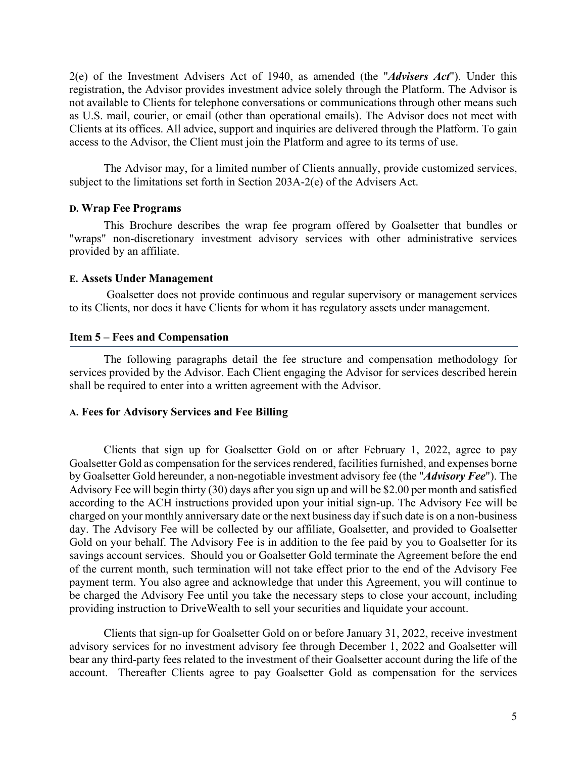2(e) of the Investment Advisers Act of 1940, as amended (the "***Advisers Act***"). Under this registration, the Advisor provides investment advice solely through the Platform. The Advisor is not available to Clients for telephone conversations or communications through other means such as U.S. mail, courier, or email (other than operational emails). The Advisor does not meet with Clients at its offices. All advice, support and inquiries are delivered through the Platform. To gain access to the Advisor, the Client must join the Platform and agree to its terms of use.

The Advisor may, for a limited number of Clients annually, provide customized services, subject to the limitations set forth in Section 203A-2(e) of the Advisers Act.

#### D. Wrap Fee Programs

This Brochure describes the wrap fee program offered by Goalsetter that bundles or "wraps" non-discretionary investment advisory services with other administrative services provided by an affiliate.

#### E. Assets Under Management

Goalsetter does not provide continuous and regular supervisory or management services to its Clients, nor does it have Clients for whom it has regulatory assets under management.

## Item 5 – Fees and Compensation

The following paragraphs detail the fee structure and compensation methodology for services provided by the Advisor. Each Client engaging the Advisor for services described herein shall be required to enter into a written agreement with the Advisor.

#### A. Fees for Advisory Services and Fee Billing

Clients that sign up for Goalsetter Gold on or after February 1, 2022, agree to pay Goalsetter Gold as compensation for the services rendered, facilities furnished, and expenses borne by Goalsetter Gold hereunder, a non-negotiable investment advisory fee (the "***Advisory Fee***"). The Advisory Fee will begin thirty (30) days after you sign up and will be $2.00 per month and satisfied according to the ACH instructions provided upon your initial sign-up. The Advisory Fee will be charged on your monthly anniversary date or the next business day if such date is on a non-business day. The Advisory Fee will be collected by our affiliate, Goalsetter, and provided to Goalsetter Gold on your behalf. The Advisory Fee is in addition to the fee paid by you to Goalsetter for its savings account services. Should you or Goalsetter Gold terminate the Agreement before the end of the current month, such termination will not take effect prior to the end of the Advisory Fee payment term. You also agree and acknowledge that under this Agreement, you will continue to be charged the Advisory Fee until you take the necessary steps to close your account, including providing instruction to DriveWealth to sell your securities and liquidate your account.

Clients that sign-up for Goalsetter Gold on or before January 31, 2022, receive investment advisory services for no investment advisory fee through December 1, 2022 and Goalsetter will bear any third-party fees related to the investment of their Goalsetter account during the life of the account. Thereafter Clients agree to pay Goalsetter Gold as compensation for the services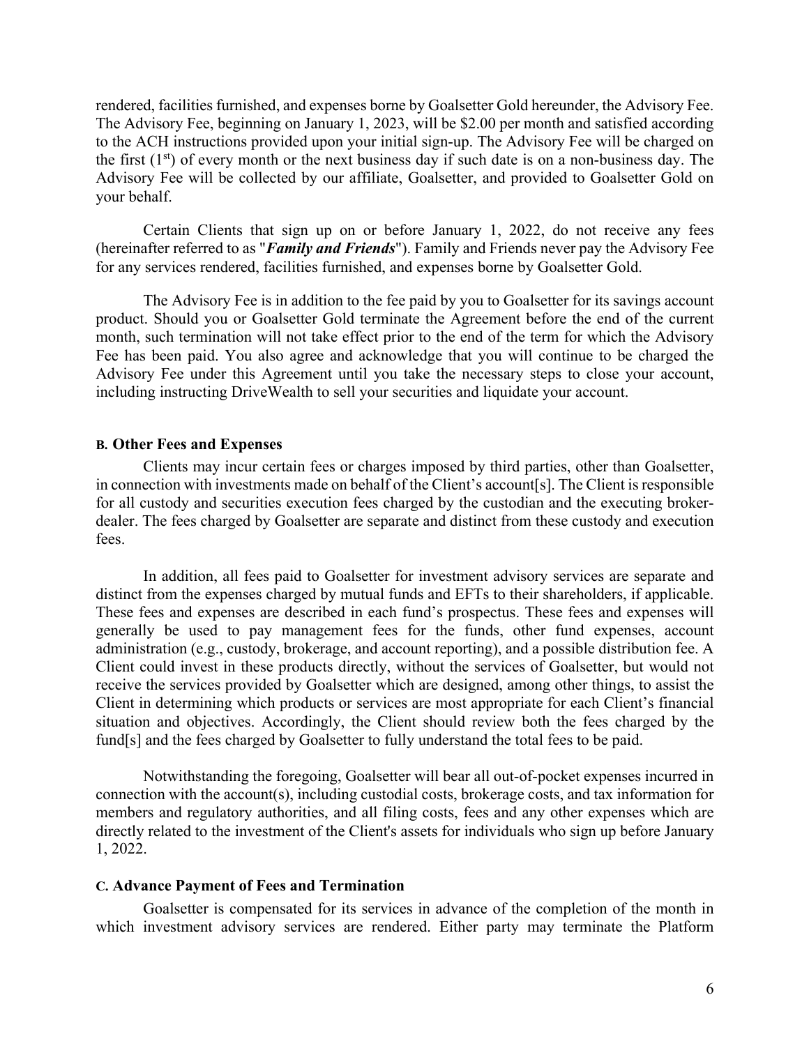rendered, facilities furnished, and expenses borne by Goalsetter Gold hereunder, the Advisory Fee. The Advisory Fee, beginning on January 1, 2023, will be $2.00 per month and satisfied according to the ACH instructions provided upon your initial sign-up. The Advisory Fee will be charged on the first (1st) of every month or the next business day if such date is on a non-business day. The Advisory Fee will be collected by our affiliate, Goalsetter, and provided to Goalsetter Gold on your behalf.

Certain Clients that sign up on or before January 1, 2022, do not receive any fees (hereinafter referred to as "***Family and Friends***"). Family and Friends never pay the Advisory Fee for any services rendered, facilities furnished, and expenses borne by Goalsetter Gold.

The Advisory Fee is in addition to the fee paid by you to Goalsetter for its savings account product. Should you or Goalsetter Gold terminate the Agreement before the end of the current month, such termination will not take effect prior to the end of the term for which the Advisory Fee has been paid. You also agree and acknowledge that you will continue to be charged the Advisory Fee under this Agreement until you take the necessary steps to close your account, including instructing DriveWealth to sell your securities and liquidate your account.

#### B. Other Fees and Expenses

Clients may incur certain fees or charges imposed by third parties, other than Goalsetter, in connection with investments made on behalf of the Client's account[s]. The Client is responsible for all custody and securities execution fees charged by the custodian and the executing broker-dealer. The fees charged by Goalsetter are separate and distinct from these custody and execution fees.

In addition, all fees paid to Goalsetter for investment advisory services are separate and distinct from the expenses charged by mutual funds and EFTs to their shareholders, if applicable. These fees and expenses are described in each fund's prospectus. These fees and expenses will generally be used to pay management fees for the funds, other fund expenses, account administration (e.g., custody, brokerage, and account reporting), and a possible distribution fee. A Client could invest in these products directly, without the services of Goalsetter, but would not receive the services provided by Goalsetter which are designed, among other things, to assist the Client in determining which products or services are most appropriate for each Client's financial situation and objectives. Accordingly, the Client should review both the fees charged by the fund[s] and the fees charged by Goalsetter to fully understand the total fees to be paid.

Notwithstanding the foregoing, Goalsetter will bear all out-of-pocket expenses incurred in connection with the account(s), including custodial costs, brokerage costs, and tax information for members and regulatory authorities, and all filing costs, fees and any other expenses which are directly related to the investment of the Client's assets for individuals who sign up before January 1, 2022.

#### C. Advance Payment of Fees and Termination

Goalsetter is compensated for its services in advance of the completion of the month in which investment advisory services are rendered. Either party may terminate the Platform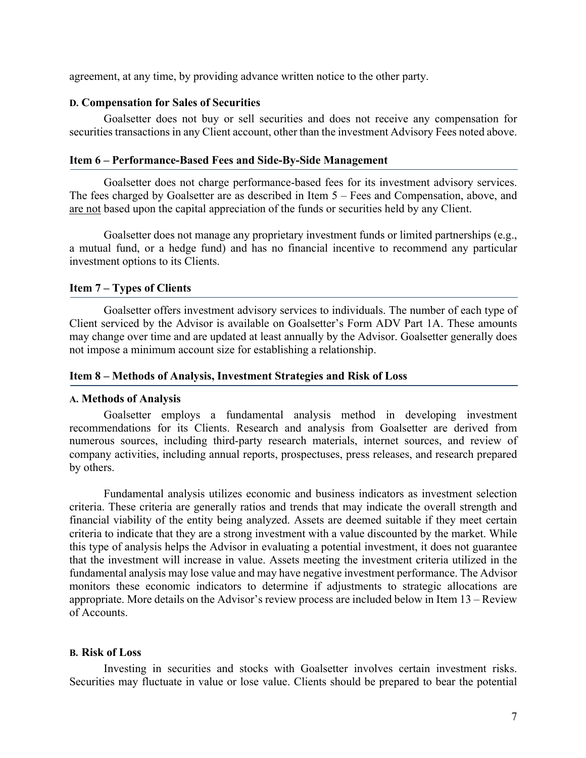agreement, at any time, by providing advance written notice to the other party.

### D. Compensation for Sales of Securities

Goalsetter does not buy or sell securities and does not receive any compensation for securities transactions in any Client account, other than the investment Advisory Fees noted above.

## Item 6 – Performance-Based Fees and Side-By-Side Management

Goalsetter does not charge performance-based fees for its investment advisory services. The fees charged by Goalsetter are as described in Item 5 – Fees and Compensation, above, and are not based upon the capital appreciation of the funds or securities held by any Client.

Goalsetter does not manage any proprietary investment funds or limited partnerships (e.g., a mutual fund, or a hedge fund) and has no financial incentive to recommend any particular investment options to its Clients.

## Item 7 – Types of Clients

Goalsetter offers investment advisory services to individuals. The number of each type of Client serviced by the Advisor is available on Goalsetter's Form ADV Part 1A. These amounts may change over time and are updated at least annually by the Advisor. Goalsetter generally does not impose a minimum account size for establishing a relationship.

## Item 8 – Methods of Analysis, Investment Strategies and Risk of Loss

### A. Methods of Analysis

Goalsetter employs a fundamental analysis method in developing investment recommendations for its Clients. Research and analysis from Goalsetter are derived from numerous sources, including third-party research materials, internet sources, and review of company activities, including annual reports, prospectuses, press releases, and research prepared by others.

Fundamental analysis utilizes economic and business indicators as investment selection criteria. These criteria are generally ratios and trends that may indicate the overall strength and financial viability of the entity being analyzed. Assets are deemed suitable if they meet certain criteria to indicate that they are a strong investment with a value discounted by the market. While this type of analysis helps the Advisor in evaluating a potential investment, it does not guarantee that the investment will increase in value. Assets meeting the investment criteria utilized in the fundamental analysis may lose value and may have negative investment performance. The Advisor monitors these economic indicators to determine if adjustments to strategic allocations are appropriate. More details on the Advisor's review process are included below in Item 13 – Review of Accounts.

### B. Risk of Loss

Investing in securities and stocks with Goalsetter involves certain investment risks. Securities may fluctuate in value or lose value. Clients should be prepared to bear the potential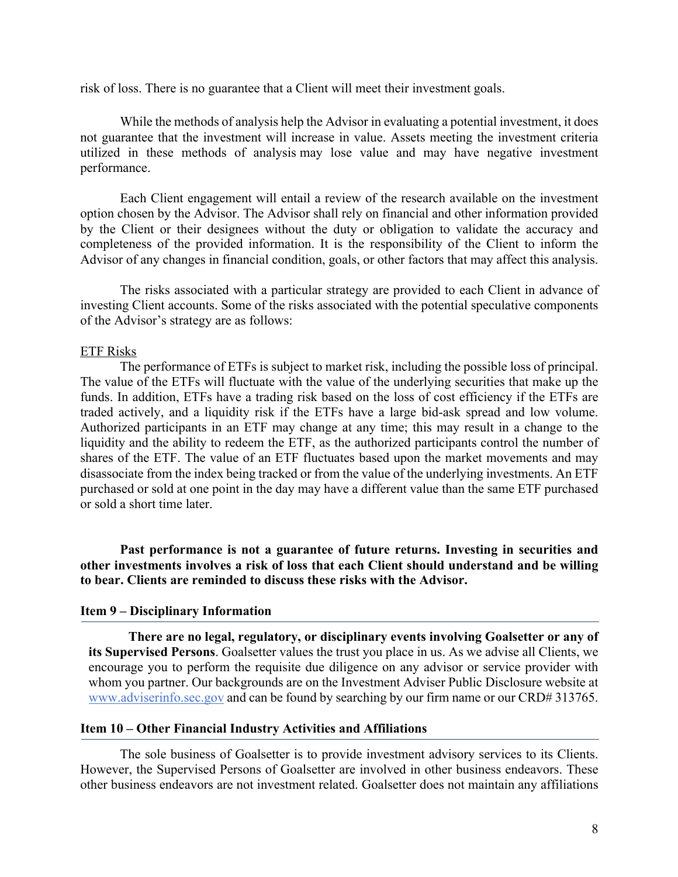risk of loss. There is no guarantee that a Client will meet their investment goals.

While the methods of analysis help the Advisor in evaluating a potential investment, it does not guarantee that the investment will increase in value. Assets meeting the investment criteria utilized in these methods of analysis may lose value and may have negative investment performance.

Each Client engagement will entail a review of the research available on the investment option chosen by the Advisor. The Advisor shall rely on financial and other information provided by the Client or their designees without the duty or obligation to validate the accuracy and completeness of the provided information. It is the responsibility of the Client to inform the Advisor of any changes in financial condition, goals, or other factors that may affect this analysis.

The risks associated with a particular strategy are provided to each Client in advance of investing Client accounts. Some of the risks associated with the potential speculative components of the Advisor's strategy are as follows:

<u>ETF Risks</u>

The performance of ETFs is subject to market risk, including the possible loss of principal. The value of the ETFs will fluctuate with the value of the underlying securities that make up the funds. In addition, ETFs have a trading risk based on the loss of cost efficiency if the ETFs are traded actively, and a liquidity risk if the ETFs have a large bid-ask spread and low volume. Authorized participants in an ETF may change at any time; this may result in a change to the liquidity and the ability to redeem the ETF, as the authorized participants control the number of shares of the ETF. The value of an ETF fluctuates based upon the market movements and may disassociate from the index being tracked or from the value of the underlying investments. An ETF purchased or sold at one point in the day may have a different value than the same ETF purchased or sold a short time later.

**Past performance is not a guarantee of future returns. Investing in securities and other investments involves a risk of loss that each Client should understand and be willing to bear. Clients are reminded to discuss these risks with the Advisor.**

### Item 9 – Disciplinary Information

**There are no legal, regulatory, or disciplinary events involving Goalsetter or any of its Supervised Persons**. Goalsetter values the trust you place in us. As we advise all Clients, we encourage you to perform the requisite due diligence on any advisor or service provider with whom you partner. Our backgrounds are on the Investment Adviser Public Disclosure website at www.adviserinfo.sec.gov and can be found by searching by our firm name or our CRD# 313765.

### Item 10 – Other Financial Industry Activities and Affiliations

The sole business of Goalsetter is to provide investment advisory services to its Clients. However, the Supervised Persons of Goalsetter are involved in other business endeavors. These other business endeavors are not investment related. Goalsetter does not maintain any affiliations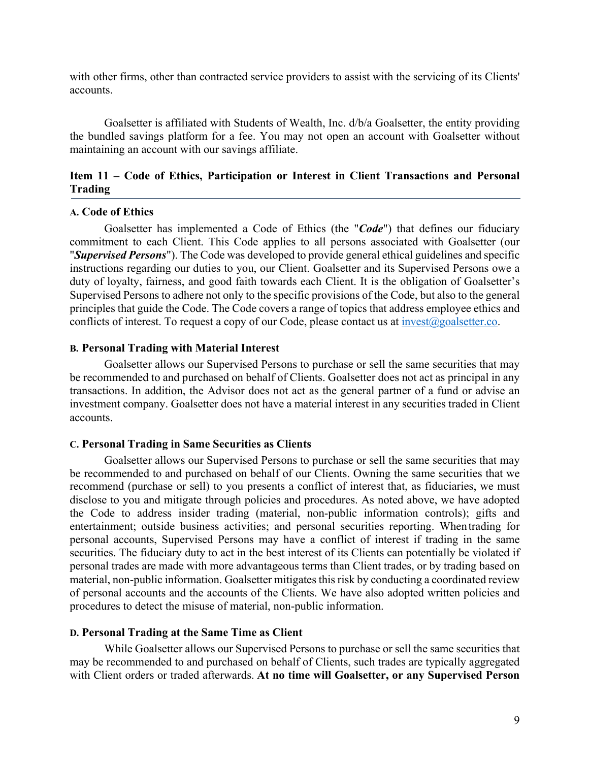with other firms, other than contracted service providers to assist with the servicing of its Clients' accounts.

Goalsetter is affiliated with Students of Wealth, Inc. d/b/a Goalsetter, the entity providing the bundled savings platform for a fee. You may not open an account with Goalsetter without maintaining an account with our savings affiliate.

## Item 11 – Code of Ethics, Participation or Interest in Client Transactions and Personal Trading

### A. Code of Ethics

Goalsetter has implemented a Code of Ethics (the "***Code***") that defines our fiduciary commitment to each Client. This Code applies to all persons associated with Goalsetter (our "***Supervised Persons***"). The Code was developed to provide general ethical guidelines and specific instructions regarding our duties to you, our Client. Goalsetter and its Supervised Persons owe a duty of loyalty, fairness, and good faith towards each Client. It is the obligation of Goalsetter's Supervised Persons to adhere not only to the specific provisions of the Code, but also to the general principles that guide the Code. The Code covers a range of topics that address employee ethics and conflicts of interest. To request a copy of our Code, please contact us at invest@goalsetter.co.

### B. Personal Trading with Material Interest

Goalsetter allows our Supervised Persons to purchase or sell the same securities that may be recommended to and purchased on behalf of Clients. Goalsetter does not act as principal in any transactions. In addition, the Advisor does not act as the general partner of a fund or advise an investment company. Goalsetter does not have a material interest in any securities traded in Client accounts.

### C. Personal Trading in Same Securities as Clients

Goalsetter allows our Supervised Persons to purchase or sell the same securities that may be recommended to and purchased on behalf of our Clients. Owning the same securities that we recommend (purchase or sell) to you presents a conflict of interest that, as fiduciaries, we must disclose to you and mitigate through policies and procedures. As noted above, we have adopted the Code to address insider trading (material, non-public information controls); gifts and entertainment; outside business activities; and personal securities reporting. When trading for personal accounts, Supervised Persons may have a conflict of interest if trading in the same securities. The fiduciary duty to act in the best interest of its Clients can potentially be violated if personal trades are made with more advantageous terms than Client trades, or by trading based on material, non-public information. Goalsetter mitigates this risk by conducting a coordinated review of personal accounts and the accounts of the Clients. We have also adopted written policies and procedures to detect the misuse of material, non-public information.

### D. Personal Trading at the Same Time as Client

While Goalsetter allows our Supervised Persons to purchase or sell the same securities that may be recommended to and purchased on behalf of Clients, such trades are typically aggregated with Client orders or traded afterwards. **At no time will Goalsetter, or any Supervised Person**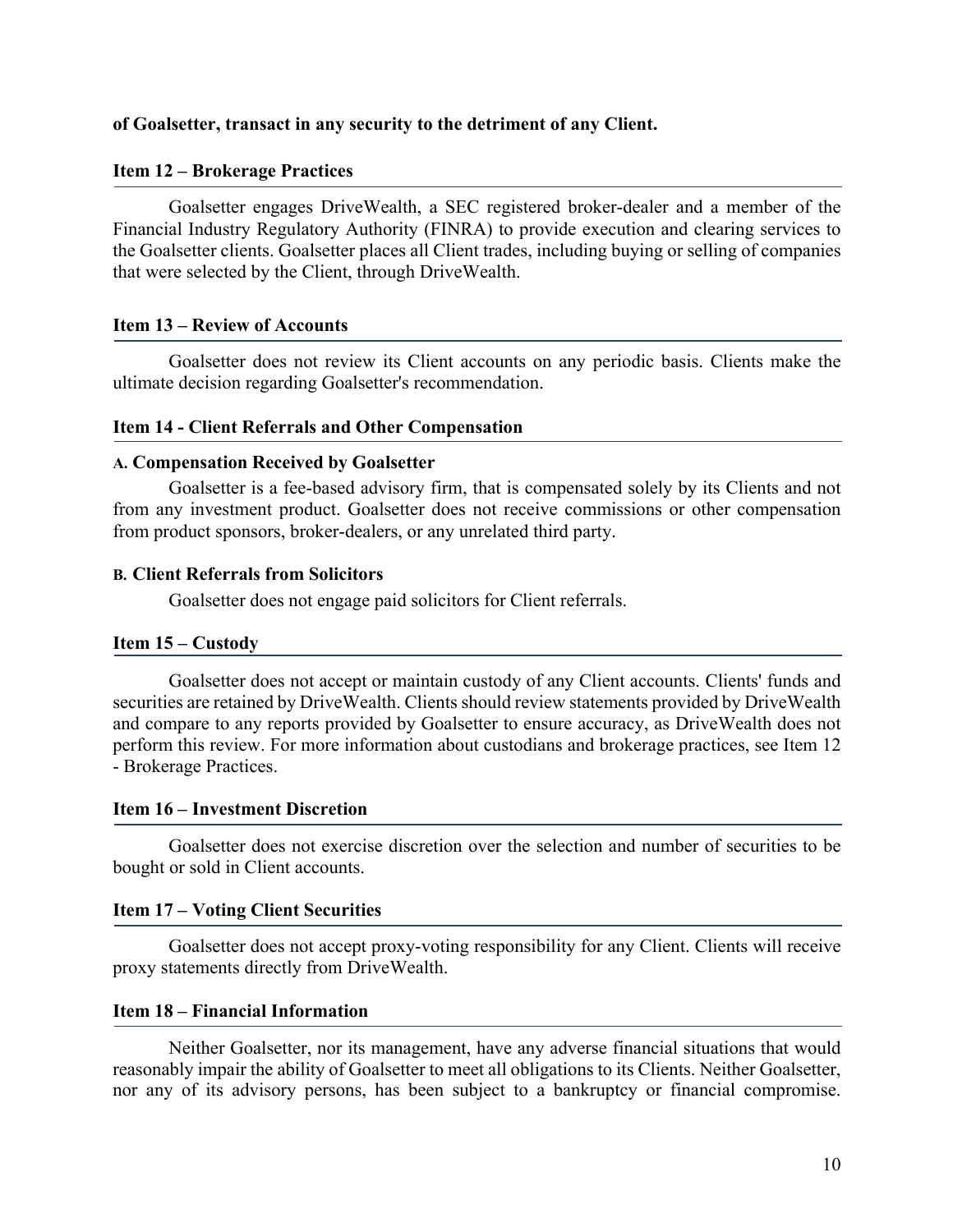**of Goalsetter, transact in any security to the detriment of any Client.**

## Item 12 – Brokerage Practices

Goalsetter engages DriveWealth, a SEC registered broker-dealer and a member of the Financial Industry Regulatory Authority (FINRA) to provide execution and clearing services to the Goalsetter clients. Goalsetter places all Client trades, including buying or selling of companies that were selected by the Client, through DriveWealth.

## Item 13 – Review of Accounts

Goalsetter does not review its Client accounts on any periodic basis. Clients make the ultimate decision regarding Goalsetter's recommendation.

## Item 14 - Client Referrals and Other Compensation

### A. Compensation Received by Goalsetter

Goalsetter is a fee-based advisory firm, that is compensated solely by its Clients and not from any investment product. Goalsetter does not receive commissions or other compensation from product sponsors, broker-dealers, or any unrelated third party.

### B. Client Referrals from Solicitors

Goalsetter does not engage paid solicitors for Client referrals.

## Item 15 – Custody

Goalsetter does not accept or maintain custody of any Client accounts. Clients' funds and securities are retained by DriveWealth. Clients should review statements provided by DriveWealth and compare to any reports provided by Goalsetter to ensure accuracy, as DriveWealth does not perform this review. For more information about custodians and brokerage practices, see Item 12 - Brokerage Practices.

## Item 16 – Investment Discretion

Goalsetter does not exercise discretion over the selection and number of securities to be bought or sold in Client accounts.

## Item 17 – Voting Client Securities

Goalsetter does not accept proxy-voting responsibility for any Client. Clients will receive proxy statements directly from DriveWealth.

## Item 18 – Financial Information

Neither Goalsetter, nor its management, have any adverse financial situations that would reasonably impair the ability of Goalsetter to meet all obligations to its Clients. Neither Goalsetter, nor any of its advisory persons, has been subject to a bankruptcy or financial compromise.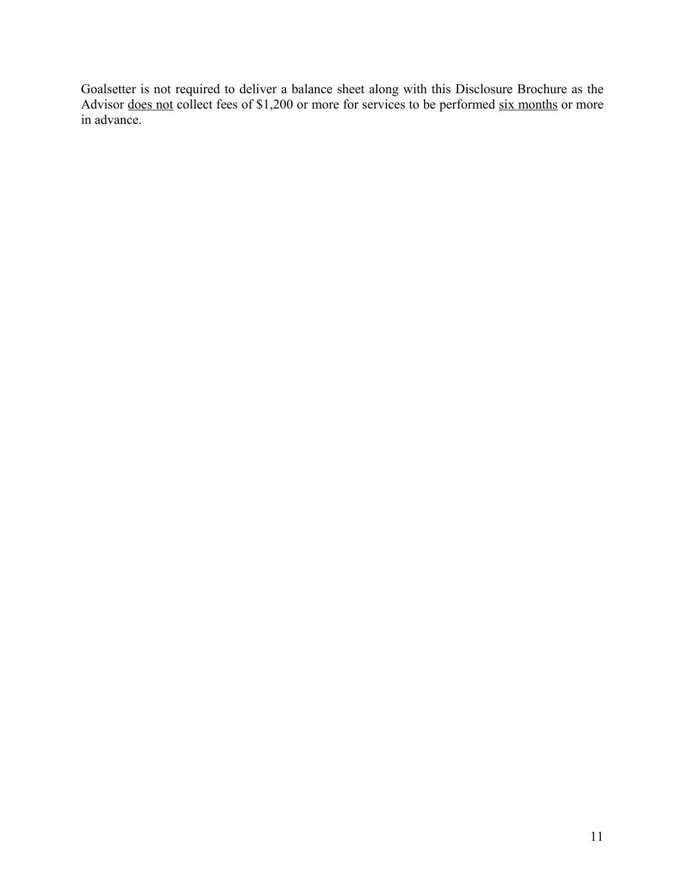Goalsetter is not required to deliver a balance sheet along with this Disclosure Brochure as the Advisor <u>does not</u> collect fees of $1,200 or more for services to be performed <u>six months</u> or more in advance.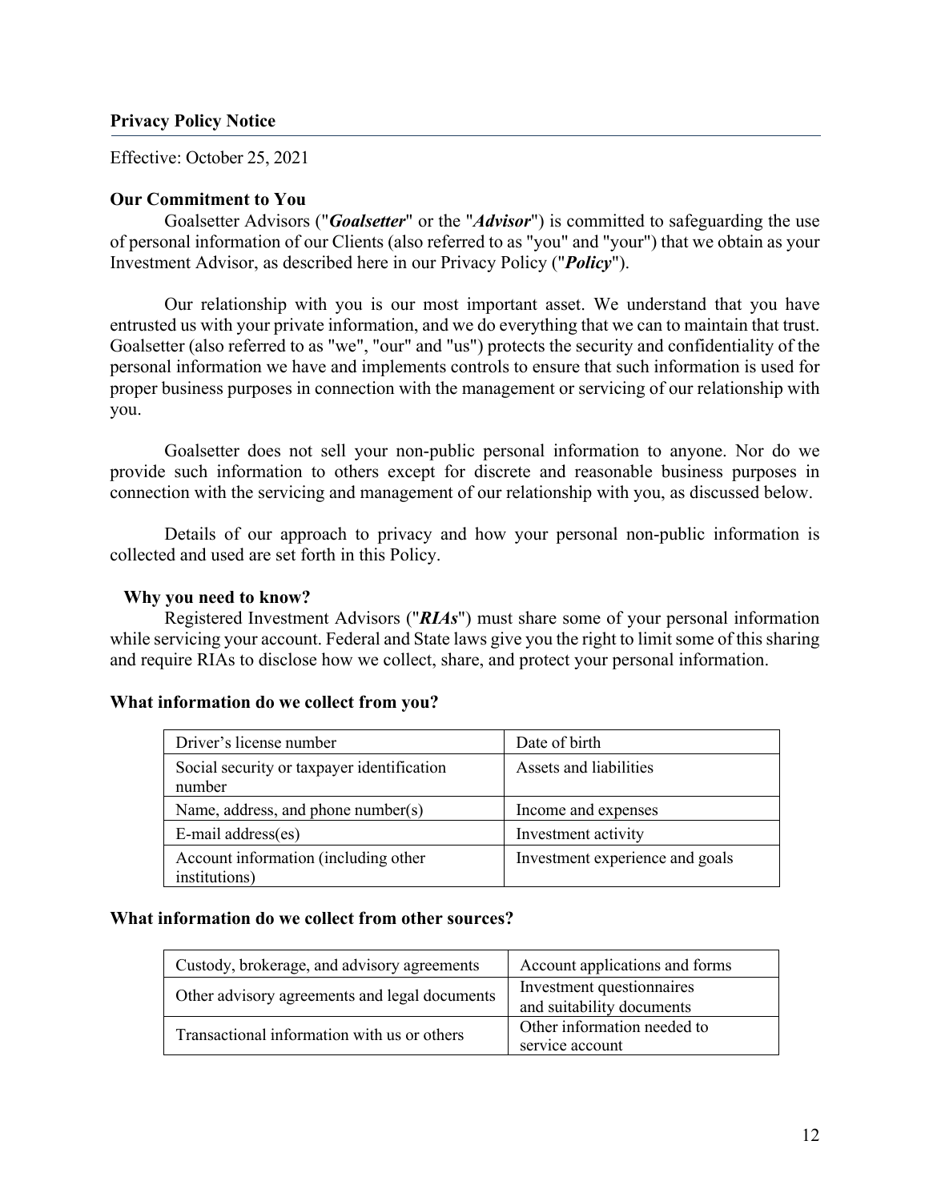## Privacy Policy Notice

Effective: October 25, 2021

### Our Commitment to You

Goalsetter Advisors ("***Goalsetter***" or the "***Advisor***") is committed to safeguarding the use of personal information of our Clients (also referred to as "you" and "your") that we obtain as your Investment Advisor, as described here in our Privacy Policy ("***Policy***").

Our relationship with you is our most important asset. We understand that you have entrusted us with your private information, and we do everything that we can to maintain that trust. Goalsetter (also referred to as "we", "our" and "us") protects the security and confidentiality of the personal information we have and implements controls to ensure that such information is used for proper business purposes in connection with the management or servicing of our relationship with you.

Goalsetter does not sell your non-public personal information to anyone. Nor do we provide such information to others except for discrete and reasonable business purposes in connection with the servicing and management of our relationship with you, as discussed below.

Details of our approach to privacy and how your personal non-public information is collected and used are set forth in this Policy.

### Why you need to know?

Registered Investment Advisors ("***RIAs***") must share some of your personal information while servicing your account. Federal and State laws give you the right to limit some of this sharing and require RIAs to disclose how we collect, share, and protect your personal information.

### What information do we collect from you?

| | |
|---|---|
| Driver's license number | Date of birth |
| Social security or taxpayer identification number | Assets and liabilities |
| Name, address, and phone number(s) | Income and expenses |
| E-mail address(es) | Investment activity |
| Account information (including other institutions) | Investment experience and goals |

### What information do we collect from other sources?

| | |
|---|---|
| Custody, brokerage, and advisory agreements | Account applications and forms |
| Other advisory agreements and legal documents | Investment questionnaires and suitability documents |
| Transactional information with us or others | Other information needed to service account |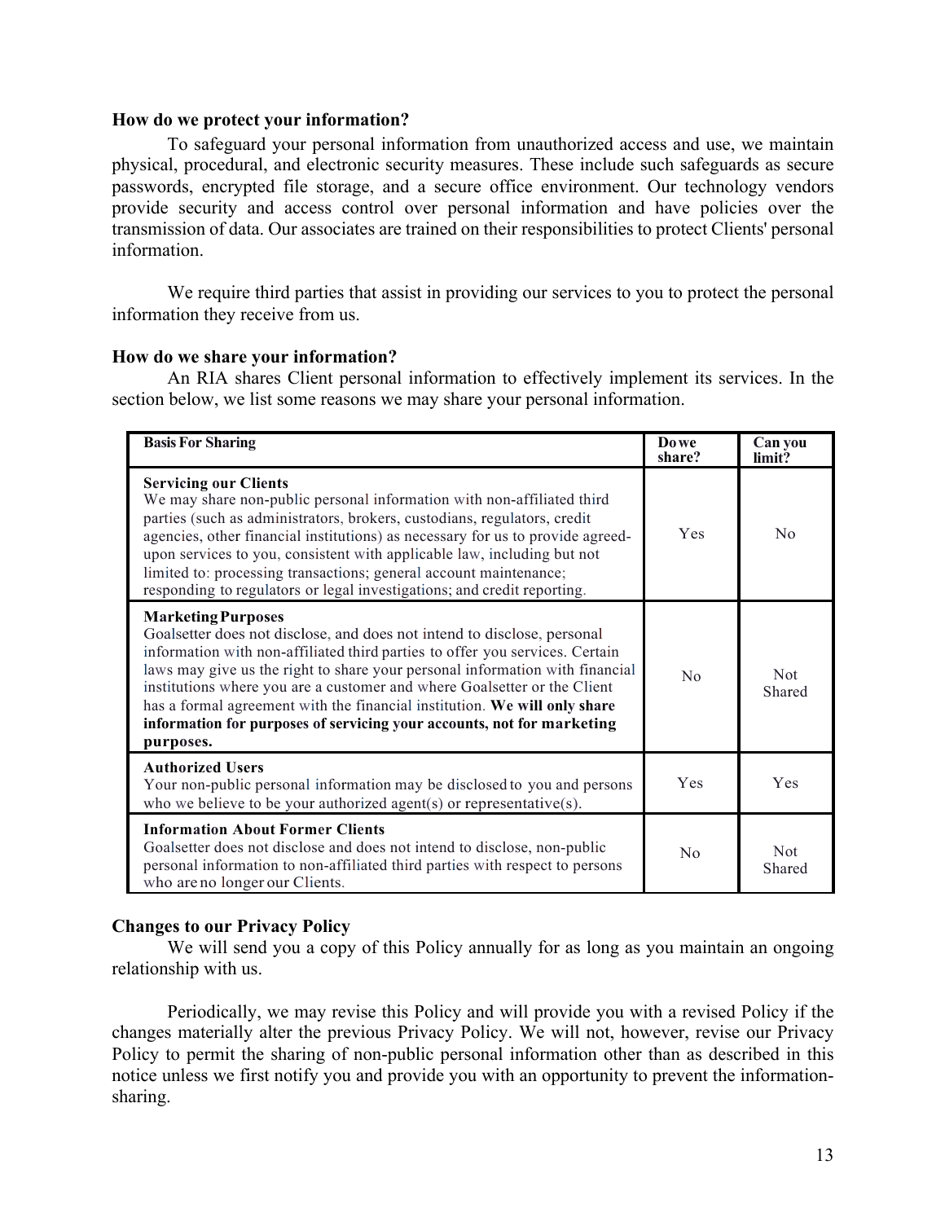### How do we protect your information?

To safeguard your personal information from unauthorized access and use, we maintain physical, procedural, and electronic security measures. These include such safeguards as secure passwords, encrypted file storage, and a secure office environment. Our technology vendors provide security and access control over personal information and have policies over the transmission of data. Our associates are trained on their responsibilities to protect Clients' personal information.

We require third parties that assist in providing our services to you to protect the personal information they receive from us.

### How do we share your information?

An RIA shares Client personal information to effectively implement its services. In the section below, we list some reasons we may share your personal information.

| Basis For Sharing | Do we share? | Can you limit? |
|---|---|---|
| **Servicing our Clients**<br>We may share non-public personal information with non-affiliated third parties (such as administrators, brokers, custodians, regulators, credit agencies, other financial institutions) as necessary for us to provide agreed-upon services to you, consistent with applicable law, including but not limited to: processing transactions; general account maintenance; responding to regulators or legal investigations; and credit reporting. | Yes | No |
| **Marketing Purposes**<br>Goalsetter does not disclose, and does not intend to disclose, personal information with non-affiliated third parties to offer you services. Certain laws may give us the right to share your personal information with financial institutions where you are a customer and where Goalsetter or the Client has a formal agreement with the financial institution. **We will only share information for purposes of servicing your accounts, not for marketing purposes.** | No | Not Shared |
| **Authorized Users**<br>Your non-public personal information may be disclosed to you and persons who we believe to be your authorized agent(s) or representative(s). | Yes | Yes |
| **Information About Former Clients**<br>Goalsetter does not disclose and does not intend to disclose, non-public personal information to non-affiliated third parties with respect to persons who are no longer our Clients. | No | Not Shared |

### Changes to our Privacy Policy

We will send you a copy of this Policy annually for as long as you maintain an ongoing relationship with us.

Periodically, we may revise this Policy and will provide you with a revised Policy if the changes materially alter the previous Privacy Policy. We will not, however, revise our Privacy Policy to permit the sharing of non-public personal information other than as described in this notice unless we first notify you and provide you with an opportunity to prevent the information-sharing.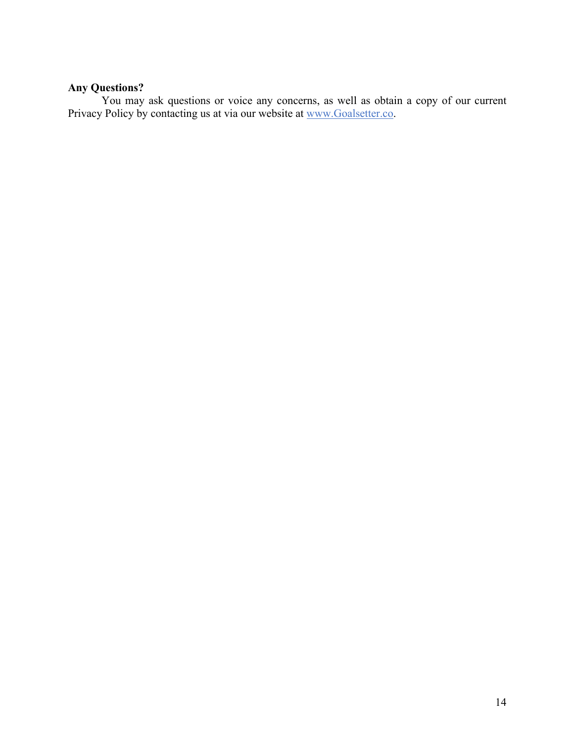**Any Questions?**

You may ask questions or voice any concerns, as well as obtain a copy of our current Privacy Policy by contacting us at via our website at [www.Goalsetter.co](http://www.Goalsetter.co).